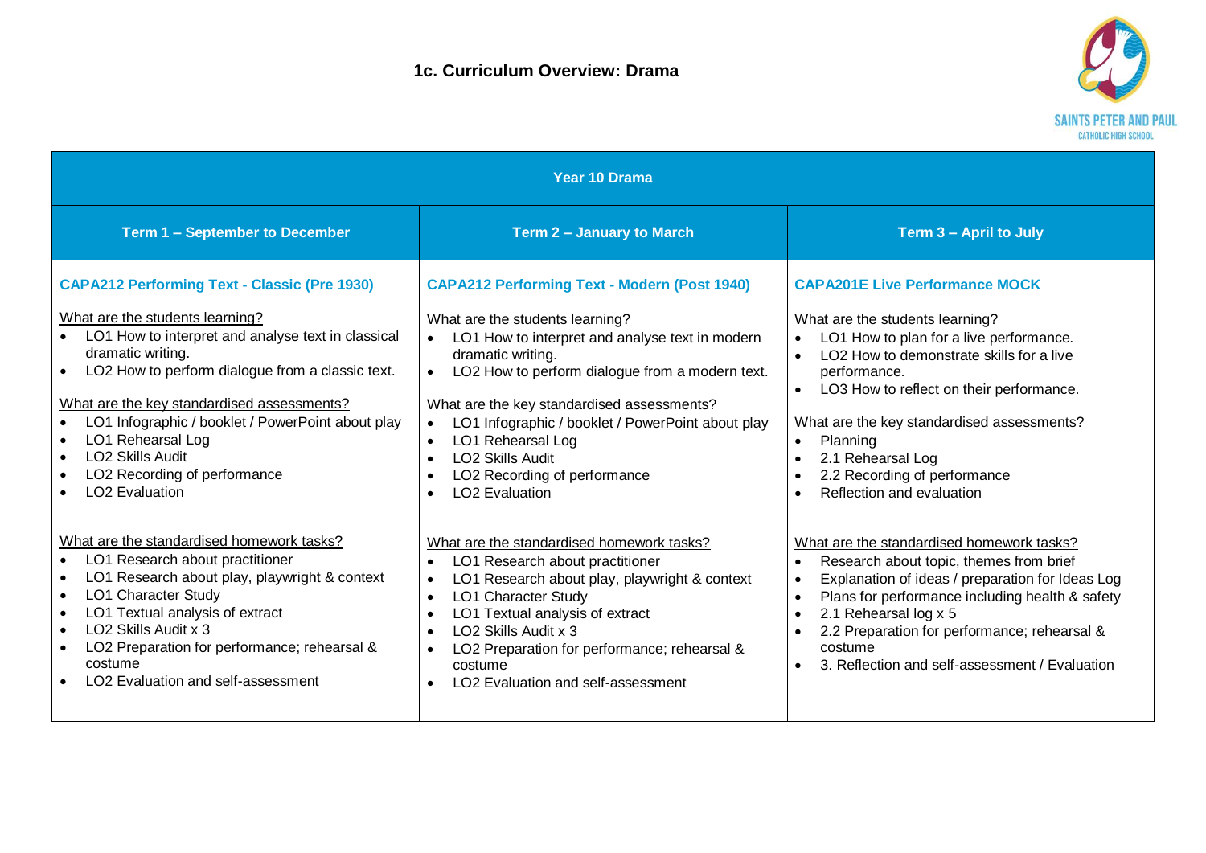# 1c. Curriculum Overview: Drama

SAINTS PETER AND PAUL CATHOLIC HIGH SCHOOL

| Year 10 Drama | | |
|---|---|---|
| **Term 1 – September to December** | **Term 2 – January to March** | **Term 3 – April to July** |
| **CAPA212 Performing Text - Classic (Pre 1930)**<br><br>What are the students learning?<br>• LO1 How to interpret and analyse text in classical dramatic writing.<br>• LO2 How to perform dialogue from a classic text.<br><br>What are the key standardised assessments?<br>• LO1 Infographic / booklet / PowerPoint about play<br>• LO1 Rehearsal Log<br>• LO2 Skills Audit<br>• LO2 Recording of performance<br>• LO2 Evaluation<br><br>What are the standardised homework tasks?<br>• LO1 Research about practitioner<br>• LO1 Research about play, playwright & context<br>• LO1 Character Study<br>• LO1 Textual analysis of extract<br>• LO2 Skills Audit x 3<br>• LO2 Preparation for performance; rehearsal & costume<br>• LO2 Evaluation and self-assessment | **CAPA212 Performing Text - Modern (Post 1940)**<br><br>What are the students learning?<br>• LO1 How to interpret and analyse text in modern dramatic writing.<br>• LO2 How to perform dialogue from a modern text.<br><br>What are the key standardised assessments?<br>• LO1 Infographic / booklet / PowerPoint about play<br>• LO1 Rehearsal Log<br>• LO2 Skills Audit<br>• LO2 Recording of performance<br>• LO2 Evaluation<br><br>What are the standardised homework tasks?<br>• LO1 Research about practitioner<br>• LO1 Research about play, playwright & context<br>• LO1 Character Study<br>• LO1 Textual analysis of extract<br>• LO2 Skills Audit x 3<br>• LO2 Preparation for performance; rehearsal & costume<br>• LO2 Evaluation and self-assessment | **CAPA201E Live Performance MOCK**<br><br>What are the students learning?<br>• LO1 How to plan for a live performance.<br>• LO2 How to demonstrate skills for a live performance.<br>• LO3 How to reflect on their performance.<br><br>What are the key standardised assessments?<br>• Planning<br>• 2.1 Rehearsal Log<br>• 2.2 Recording of performance<br>• Reflection and evaluation<br><br>What are the standardised homework tasks?<br>• Research about topic, themes from brief<br>• Explanation of ideas / preparation for Ideas Log<br>• Plans for performance including health & safety<br>• 2.1 Rehearsal log x 5<br>• 2.2 Preparation for performance; rehearsal & costume<br>• 3. Reflection and self-assessment / Evaluation |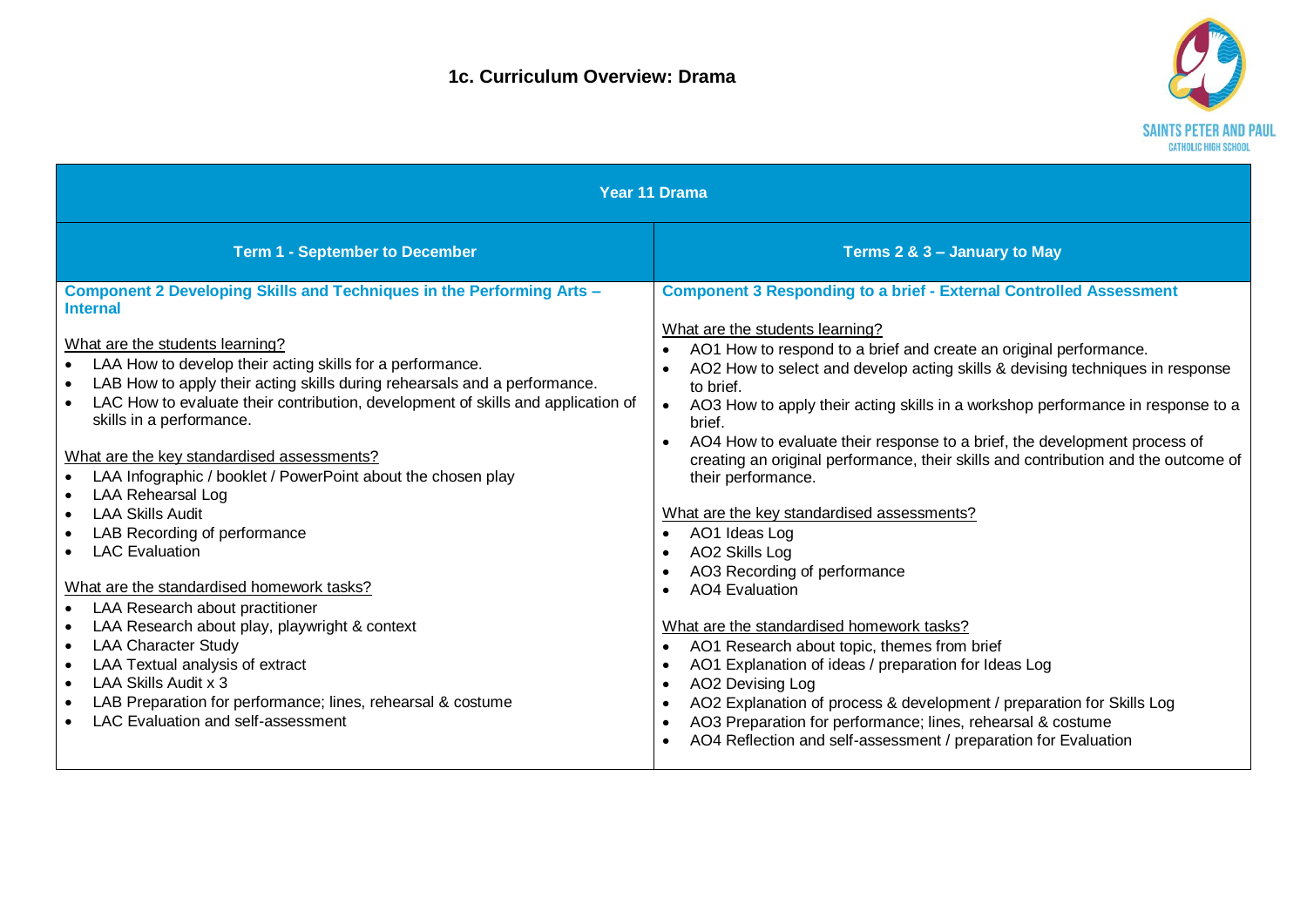# 1c. Curriculum Overview: Drama

SAINTS PETER AND PAUL
CATHOLIC HIGH SCHOOL

| Year 11 Drama | |
|---|---|
| **Term 1 - September to December** | **Terms 2 & 3 – January to May** |
| **Component 2 Developing Skills and Techniques in the Performing Arts – Internal**<br><br>What are the students learning?<br>• LAA How to develop their acting skills for a performance.<br>• LAB How to apply their acting skills during rehearsals and a performance.<br>• LAC How to evaluate their contribution, development of skills and application of skills in a performance.<br><br>What are the key standardised assessments?<br>• LAA Infographic / booklet / PowerPoint about the chosen play<br>• LAA Rehearsal Log<br>• LAA Skills Audit<br>• LAB Recording of performance<br>• LAC Evaluation<br><br>What are the standardised homework tasks?<br>• LAA Research about practitioner<br>• LAA Research about play, playwright & context<br>• LAA Character Study<br>• LAA Textual analysis of extract<br>• LAA Skills Audit x 3<br>• LAB Preparation for performance; lines, rehearsal & costume<br>• LAC Evaluation and self-assessment | **Component 3 Responding to a brief - External Controlled Assessment**<br><br>What are the students learning?<br>• AO1 How to respond to a brief and create an original performance.<br>• AO2 How to select and develop acting skills & devising techniques in response to brief.<br>• AO3 How to apply their acting skills in a workshop performance in response to a brief.<br>• AO4 How to evaluate their response to a brief, the development process of creating an original performance, their skills and contribution and the outcome of their performance.<br><br>What are the key standardised assessments?<br>• AO1 Ideas Log<br>• AO2 Skills Log<br>• AO3 Recording of performance<br>• AO4 Evaluation<br><br>What are the standardised homework tasks?<br>• AO1 Research about topic, themes from brief<br>• AO1 Explanation of ideas / preparation for Ideas Log<br>• AO2 Devising Log<br>• AO2 Explanation of process & development / preparation for Skills Log<br>• AO3 Preparation for performance; lines, rehearsal & costume<br>• AO4 Reflection and self-assessment / preparation for Evaluation |